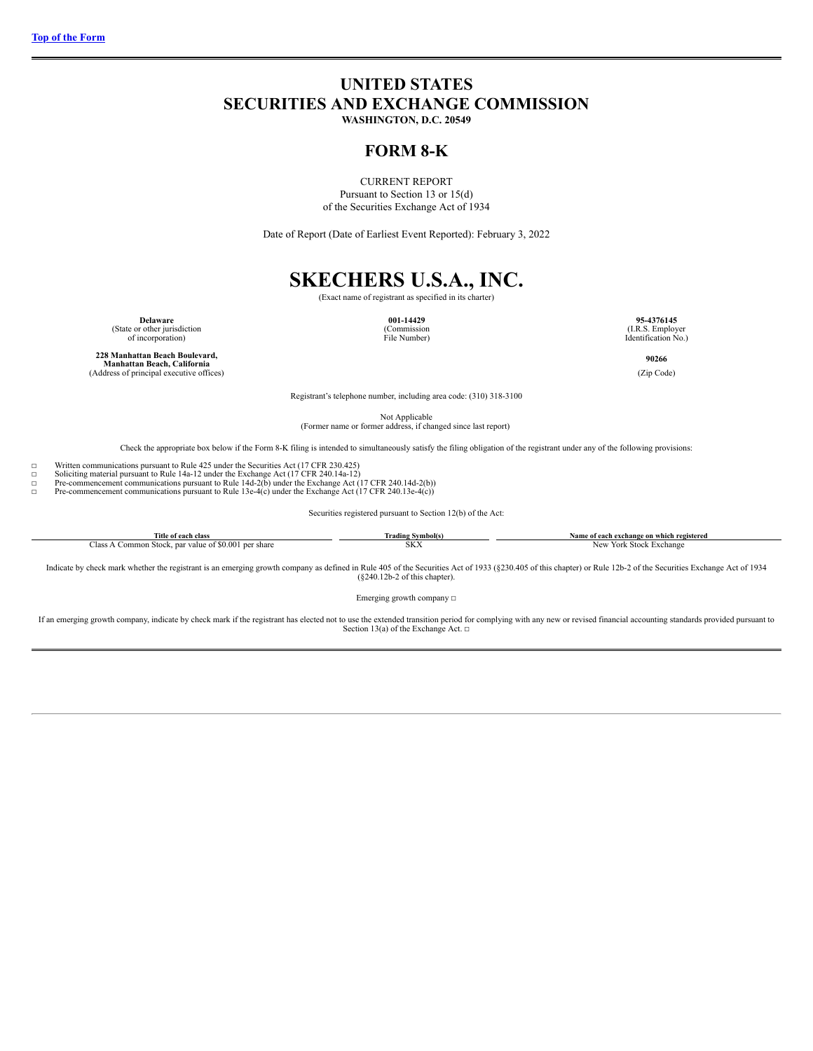[Top of the Form](#)

# UNITED STATES
# SECURITIES AND EXCHANGE COMMISSION

**WASHINGTON, D.C. 20549**

## FORM 8-K

CURRENT REPORT
Pursuant to Section 13 or 15(d)
of the Securities Exchange Act of 1934

Date of Report (Date of Earliest Event Reported): February 3, 2022

# SKECHERS U.S.A., INC.

(Exact name of registrant as specified in its charter)

| **Delaware** | **001-14429** | **95-4376145** |
|---|---|---|
| (State or other jurisdiction of incorporation) | (Commission File Number) | (I.R.S. Employer Identification No.) |

| **228 Manhattan Beach Boulevard, Manhattan Beach, California** | **90266** |
|---|---|
| (Address of principal executive offices) | (Zip Code) |

Registrant's telephone number, including area code: (310) 318-3100

Not Applicable
(Former name or former address, if changed since last report)

Check the appropriate box below if the Form 8-K filing is intended to simultaneously satisfy the filing obligation of the registrant under any of the following provisions:

☐ Written communications pursuant to Rule 425 under the Securities Act (17 CFR 230.425)
☐ Soliciting material pursuant to Rule 14a-12 under the Exchange Act (17 CFR 240.14a-12)
☐ Pre-commencement communications pursuant to Rule 14d-2(b) under the Exchange Act (17 CFR 240.14d-2(b))
☐ Pre-commencement communications pursuant to Rule 13e-4(c) under the Exchange Act (17 CFR 240.13e-4(c))

Securities registered pursuant to Section 12(b) of the Act:

| Title of each class | Trading Symbol(s) | Name of each exchange on which registered |
|---|---|---|
| Class A Common Stock, par value of $0.001 per share | SKX | New York Stock Exchange |

Indicate by check mark whether the registrant is an emerging growth company as defined in Rule 405 of the Securities Act of 1933 (§230.405 of this chapter) or Rule 12b-2 of the Securities Exchange Act of 1934 (§240.12b-2 of this chapter).

Emerging growth company ☐

If an emerging growth company, indicate by check mark if the registrant has elected not to use the extended transition period for complying with any new or revised financial accounting standards provided pursuant to Section 13(a) of the Exchange Act. ☐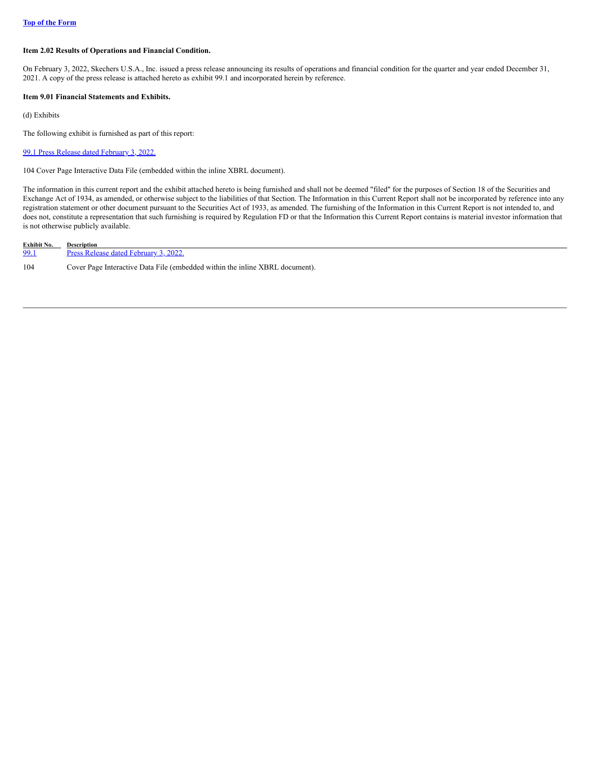[Top of the Form]

**Item 2.02 Results of Operations and Financial Condition.**

On February 3, 2022, Skechers U.S.A., Inc. issued a press release announcing its results of operations and financial condition for the quarter and year ended December 31, 2021. A copy of the press release is attached hereto as exhibit 99.1 and incorporated herein by reference.

**Item 9.01 Financial Statements and Exhibits.**

(d) Exhibits

The following exhibit is furnished as part of this report:

99.1 Press Release dated February 3, 2022.

104 Cover Page Interactive Data File (embedded within the inline XBRL document).

The information in this current report and the exhibit attached hereto is being furnished and shall not be deemed "filed" for the purposes of Section 18 of the Securities and Exchange Act of 1934, as amended, or otherwise subject to the liabilities of that Section. The Information in this Current Report shall not be incorporated by reference into any registration statement or other document pursuant to the Securities Act of 1933, as amended. The furnishing of the Information in this Current Report is not intended to, and does not, constitute a representation that such furnishing is required by Regulation FD or that the Information this Current Report contains is material investor information that is not otherwise publicly available.

| Exhibit No. | Description |
|---|---|
| 99.1 | Press Release dated February 3, 2022. |
| 104 | Cover Page Interactive Data File (embedded within the inline XBRL document). |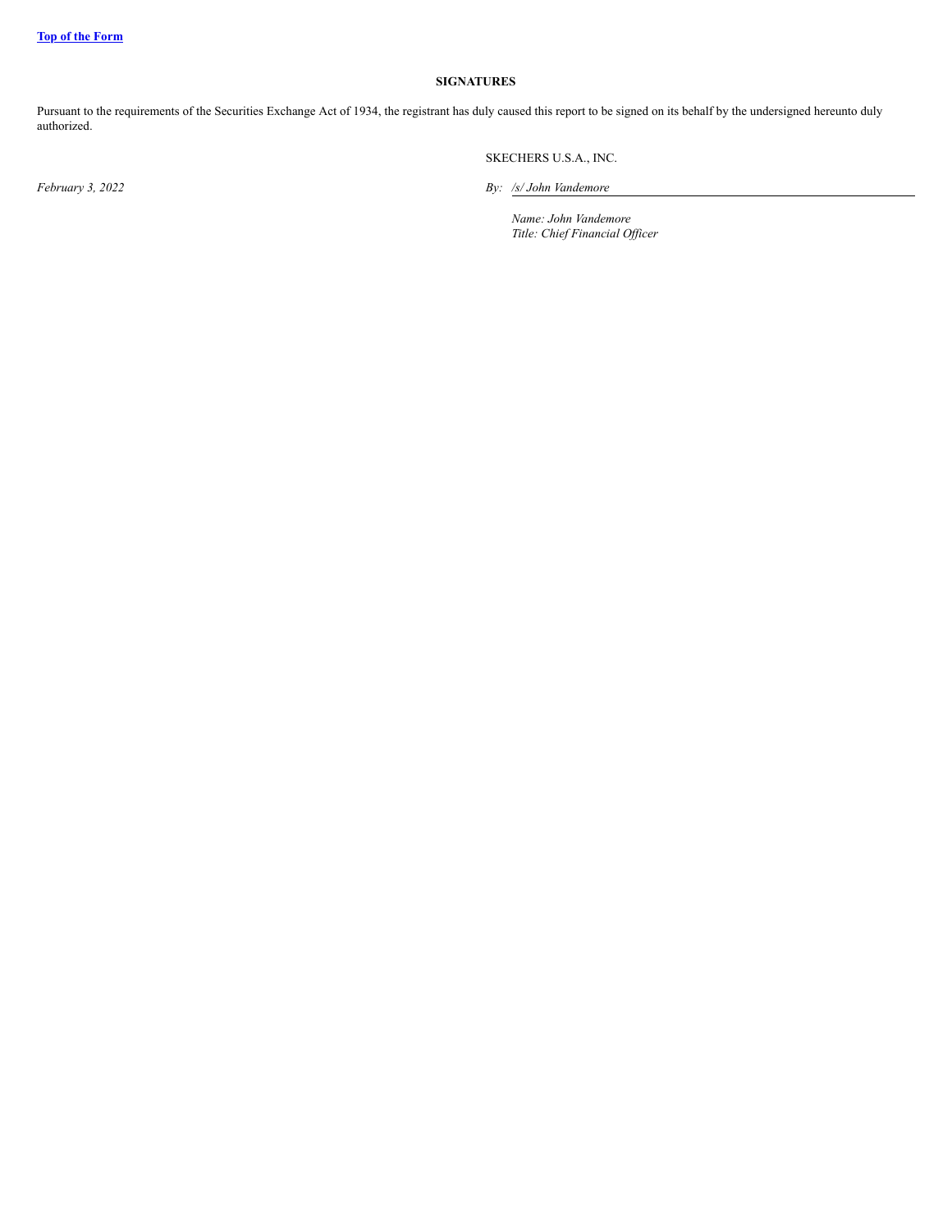[Top of the Form](#)

**SIGNATURES**

Pursuant to the requirements of the Securities Exchange Act of 1934, the registrant has duly caused this report to be signed on its behalf by the undersigned hereunto duly authorized.

SKECHERS U.S.A., INC.

*February 3, 2022*

*By: /s/ John Vandemore*

*Name: John Vandemore*
*Title: Chief Financial Officer*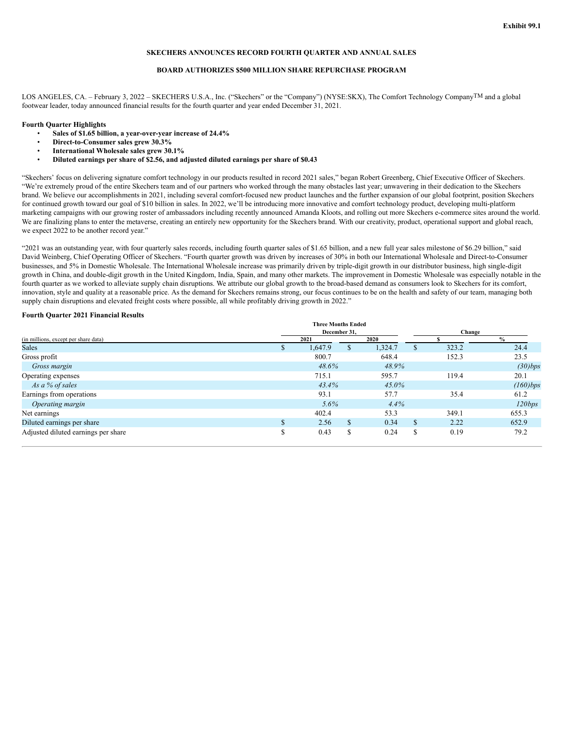Exhibit 99.1

**SKECHERS ANNOUNCES RECORD FOURTH QUARTER AND ANNUAL SALES**

**BOARD AUTHORIZES $500 MILLION SHARE REPURCHASE PROGRAM**

LOS ANGELES, CA. – February 3, 2022 – SKECHERS U.S.A., Inc. ("Skechers" or the "Company") (NYSE:SKX), The Comfort Technology Company™ and a global footwear leader, today announced financial results for the fourth quarter and year ended December 31, 2021.

**Fourth Quarter Highlights**

- **Sales of $1.65 billion, a year-over-year increase of 24.4%**
- **Direct-to-Consumer sales grew 30.3%**
- **International Wholesale sales grew 30.1%**
- **Diluted earnings per share of $2.56, and adjusted diluted earnings per share of $0.43**

"Skechers' focus on delivering signature comfort technology in our products resulted in record 2021 sales," began Robert Greenberg, Chief Executive Officer of Skechers. "We're extremely proud of the entire Skechers team and of our partners who worked through the many obstacles last year; unwavering in their dedication to the Skechers brand. We believe our accomplishments in 2021, including several comfort-focused new product launches and the further expansion of our global footprint, position Skechers for continued growth toward our goal of $10 billion in sales. In 2022, we'll be introducing more innovative and comfort technology product, developing multi-platform marketing campaigns with our growing roster of ambassadors including recently announced Amanda Kloots, and rolling out more Skechers e-commerce sites around the world. We are finalizing plans to enter the metaverse, creating an entirely new opportunity for the Skechers brand. With our creativity, product, operational support and global reach, we expect 2022 to be another record year."

"2021 was an outstanding year, with four quarterly sales records, including fourth quarter sales of $1.65 billion, and a new full year sales milestone of $6.29 billion," said David Weinberg, Chief Operating Officer of Skechers. "Fourth quarter growth was driven by increases of 30% in both our International Wholesale and Direct-to-Consumer businesses, and 5% in Domestic Wholesale. The International Wholesale increase was primarily driven by triple-digit growth in our distributor business, high single-digit growth in China, and double-digit growth in the United Kingdom, India, Spain, and many other markets. The improvement in Domestic Wholesale was especially notable in the fourth quarter as we worked to alleviate supply chain disruptions. We attribute our global growth to the broad-based demand as consumers look to Skechers for its comfort, innovation, style and quality at a reasonable price. As the demand for Skechers remains strong, our focus continues to be on the health and safety of our team, managing both supply chain disruptions and elevated freight costs where possible, all while profitably driving growth in 2022."

**Fourth Quarter 2021 Financial Results**

| (in millions, except per share data) | Three Months Ended December 31, 2021 | Three Months Ended December 31, 2020 | Change $ | Change % |
|---|---|---|---|---|
| Sales | $ 1,647.9 | $ 1,324.7 | $ 323.2 | 24.4 |
| Gross profit | 800.7 | 648.4 | 152.3 | 23.5 |
| *Gross margin* | *48.6%* | *48.9%* | | *(30)bps* |
| Operating expenses | 715.1 | 595.7 | 119.4 | 20.1 |
| *As a % of sales* | *43.4%* | *45.0%* | | *(160)bps* |
| Earnings from operations | 93.1 | 57.7 | 35.4 | 61.2 |
| *Operating margin* | *5.6%* | *4.4%* | | *120bps* |
| Net earnings | 402.4 | 53.3 | 349.1 | 655.3 |
| Diluted earnings per share | $ 2.56 | $ 0.34 | $ 2.22 | 652.9 |
| Adjusted diluted earnings per share | $ 0.43 | $ 0.24 | $ 0.19 | 79.2 |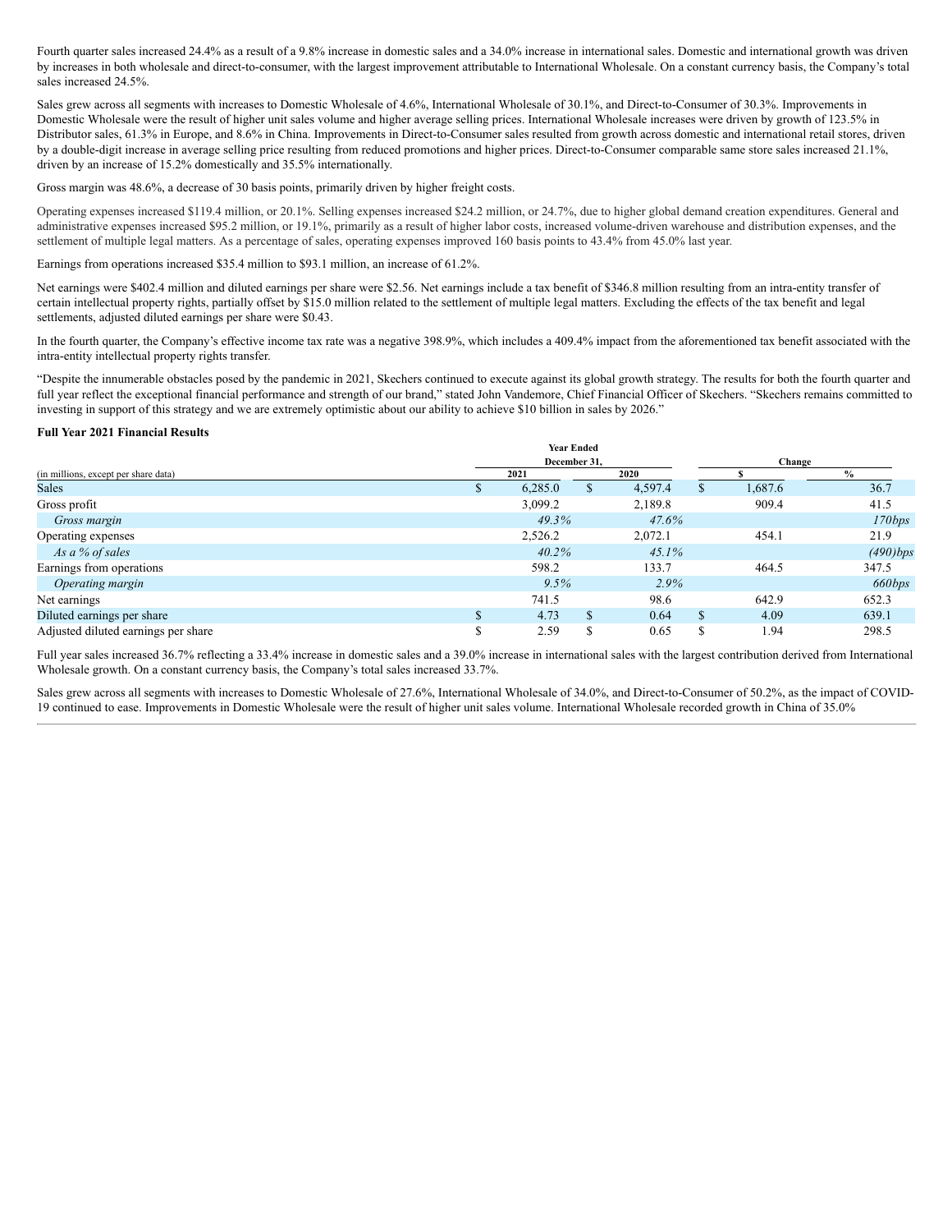Fourth quarter sales increased 24.4% as a result of a 9.8% increase in domestic sales and a 34.0% increase in international sales. Domestic and international growth was driven by increases in both wholesale and direct-to-consumer, with the largest improvement attributable to International Wholesale. On a constant currency basis, the Company's total sales increased 24.5%.

Sales grew across all segments with increases to Domestic Wholesale of 4.6%, International Wholesale of 30.1%, and Direct-to-Consumer of 30.3%. Improvements in Domestic Wholesale were the result of higher unit sales volume and higher average selling prices. International Wholesale increases were driven by growth of 123.5% in Distributor sales, 61.3% in Europe, and 8.6% in China. Improvements in Direct-to-Consumer sales resulted from growth across domestic and international retail stores, driven by a double-digit increase in average selling price resulting from reduced promotions and higher prices. Direct-to-Consumer comparable same store sales increased 21.1%, driven by an increase of 15.2% domestically and 35.5% internationally.

Gross margin was 48.6%, a decrease of 30 basis points, primarily driven by higher freight costs.

Operating expenses increased $119.4 million, or 20.1%. Selling expenses increased $24.2 million, or 24.7%, due to higher global demand creation expenditures. General and administrative expenses increased $95.2 million, or 19.1%, primarily as a result of higher labor costs, increased volume-driven warehouse and distribution expenses, and the settlement of multiple legal matters. As a percentage of sales, operating expenses improved 160 basis points to 43.4% from 45.0% last year.

Earnings from operations increased $35.4 million to $93.1 million, an increase of 61.2%.

Net earnings were $402.4 million and diluted earnings per share were $2.56. Net earnings include a tax benefit of $346.8 million resulting from an intra-entity transfer of certain intellectual property rights, partially offset by $15.0 million related to the settlement of multiple legal matters. Excluding the effects of the tax benefit and legal settlements, adjusted diluted earnings per share were $0.43.

In the fourth quarter, the Company's effective income tax rate was a negative 398.9%, which includes a 409.4% impact from the aforementioned tax benefit associated with the intra-entity intellectual property rights transfer.

"Despite the innumerable obstacles posed by the pandemic in 2021, Skechers continued to execute against its global growth strategy. The results for both the fourth quarter and full year reflect the exceptional financial performance and strength of our brand," stated John Vandemore, Chief Financial Officer of Skechers. "Skechers remains committed to investing in support of this strategy and we are extremely optimistic about our ability to achieve $10 billion in sales by 2026."

**Full Year 2021 Financial Results**

| (in millions, except per share data) | Year Ended December 31, 2021 | 2020 | Change $ | Change % |
|---|---|---|---|---|
| Sales | $ 6,285.0 | $ 4,597.4 | $ 1,687.6 | 36.7 |
| Gross profit | 3,099.2 | 2,189.8 | 909.4 | 41.5 |
| *Gross margin* | *49.3%* | *47.6%* | | *170bps* |
| Operating expenses | 2,526.2 | 2,072.1 | 454.1 | 21.9 |
| *As a % of sales* | *40.2%* | *45.1%* | | *(490)bps* |
| Earnings from operations | 598.2 | 133.7 | 464.5 | 347.5 |
| *Operating margin* | *9.5%* | *2.9%* | | *660bps* |
| Net earnings | 741.5 | 98.6 | 642.9 | 652.3 |
| Diluted earnings per share | $ 4.73 | $ 0.64 | $ 4.09 | 639.1 |
| Adjusted diluted earnings per share | $ 2.59 | $ 0.65 | $ 1.94 | 298.5 |

Full year sales increased 36.7% reflecting a 33.4% increase in domestic sales and a 39.0% increase in international sales with the largest contribution derived from International Wholesale growth. On a constant currency basis, the Company's total sales increased 33.7%.

Sales grew across all segments with increases to Domestic Wholesale of 27.6%, International Wholesale of 34.0%, and Direct-to-Consumer of 50.2%, as the impact of COVID-19 continued to ease. Improvements in Domestic Wholesale were the result of higher unit sales volume. International Wholesale recorded growth in China of 35.0%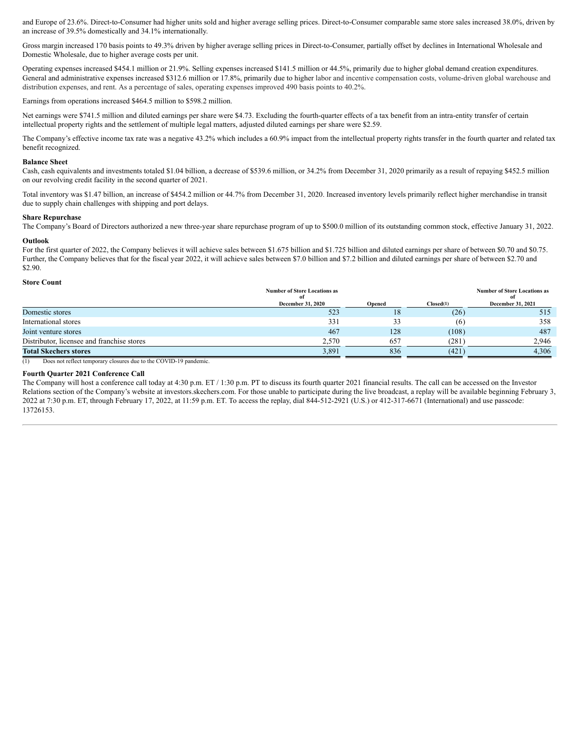and Europe of 23.6%. Direct-to-Consumer had higher units sold and higher average selling prices. Direct-to-Consumer comparable same store sales increased 38.0%, driven by an increase of 39.5% domestically and 34.1% internationally.

Gross margin increased 170 basis points to 49.3% driven by higher average selling prices in Direct-to-Consumer, partially offset by declines in International Wholesale and Domestic Wholesale, due to higher average costs per unit.

Operating expenses increased $454.1 million or 21.9%. Selling expenses increased $141.5 million or 44.5%, primarily due to higher global demand creation expenditures. General and administrative expenses increased $312.6 million or 17.8%, primarily due to higher labor and incentive compensation costs, volume-driven global warehouse and distribution expenses, and rent. As a percentage of sales, operating expenses improved 490 basis points to 40.2%.

Earnings from operations increased $464.5 million to $598.2 million.

Net earnings were $741.5 million and diluted earnings per share were $4.73. Excluding the fourth-quarter effects of a tax benefit from an intra-entity transfer of certain intellectual property rights and the settlement of multiple legal matters, adjusted diluted earnings per share were $2.59.

The Company's effective income tax rate was a negative 43.2% which includes a 60.9% impact from the intellectual property rights transfer in the fourth quarter and related tax benefit recognized.

**Balance Sheet**

Cash, cash equivalents and investments totaled $1.04 billion, a decrease of $539.6 million, or 34.2% from December 31, 2020 primarily as a result of repaying $452.5 million on our revolving credit facility in the second quarter of 2021.

Total inventory was $1.47 billion, an increase of $454.2 million or 44.7% from December 31, 2020. Increased inventory levels primarily reflect higher merchandise in transit due to supply chain challenges with shipping and port delays.

**Share Repurchase**

The Company's Board of Directors authorized a new three-year share repurchase program of up to $500.0 million of its outstanding common stock, effective January 31, 2022.

**Outlook**

For the first quarter of 2022, the Company believes it will achieve sales between $1.675 billion and $1.725 billion and diluted earnings per share of between $0.70 and $0.75. Further, the Company believes that for the fiscal year 2022, it will achieve sales between $7.0 billion and $7.2 billion and diluted earnings per share of between $2.70 and $2.90.

**Store Count**

| | Number of Store Locations as of December 31, 2020 | Opened | Closed(1) | Number of Store Locations as of December 31, 2021 |
|---|---|---|---|---|
| Domestic stores | 523 | 18 | (26) | 515 |
| International stores | 331 | 33 | (6) | 358 |
| Joint venture stores | 467 | 128 | (108) | 487 |
| Distributor, licensee and franchise stores | 2,570 | 657 | (281) | 2,946 |
| **Total Skechers stores** | 3,891 | 836 | (421) | 4,306 |

(1) Does not reflect temporary closures due to the COVID-19 pandemic.

**Fourth Quarter 2021 Conference Call**

The Company will host a conference call today at 4:30 p.m. ET / 1:30 p.m. PT to discuss its fourth quarter 2021 financial results. The call can be accessed on the Investor Relations section of the Company's website at investors.skechers.com. For those unable to participate during the live broadcast, a replay will be available beginning February 3, 2022 at 7:30 p.m. ET, through February 17, 2022, at 11:59 p.m. ET. To access the replay, dial 844-512-2921 (U.S.) or 412-317-6671 (International) and use passcode: 13726153.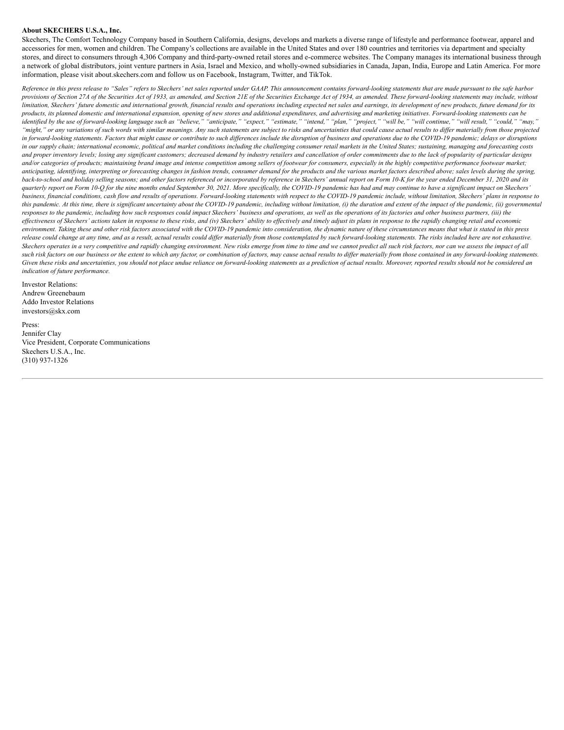**About SKECHERS U.S.A., Inc.**

Skechers, The Comfort Technology Company based in Southern California, designs, develops and markets a diverse range of lifestyle and performance footwear, apparel and accessories for men, women and children. The Company's collections are available in the United States and over 180 countries and territories via department and specialty stores, and direct to consumers through 4,306 Company and third-party-owned retail stores and e-commerce websites. The Company manages its international business through a network of global distributors, joint venture partners in Asia, Israel and Mexico, and wholly-owned subsidiaries in Canada, Japan, India, Europe and Latin America. For more information, please visit about.skechers.com and follow us on Facebook, Instagram, Twitter, and TikTok.

*Reference in this press release to "Sales" refers to Skechers' net sales reported under GAAP. This announcement contains forward-looking statements that are made pursuant to the safe harbor provisions of Section 27A of the Securities Act of 1933, as amended, and Section 21E of the Securities Exchange Act of 1934, as amended. These forward-looking statements may include, without limitation, Skechers' future domestic and international growth, financial results and operations including expected net sales and earnings, its development of new products, future demand for its products, its planned domestic and international expansion, opening of new stores and additional expenditures, and advertising and marketing initiatives. Forward-looking statements can be identified by the use of forward-looking language such as "believe," "anticipate," "expect," "estimate," "intend," "plan," "project," "will be," "will continue," "will result," "could," "may," "might," or any variations of such words with similar meanings. Any such statements are subject to risks and uncertainties that could cause actual results to differ materially from those projected in forward-looking statements. Factors that might cause or contribute to such differences include the disruption of business and operations due to the COVID-19 pandemic; delays or disruptions in our supply chain; international economic, political and market conditions including the challenging consumer retail markets in the United States; sustaining, managing and forecasting costs and proper inventory levels; losing any significant customers; decreased demand by industry retailers and cancellation of order commitments due to the lack of popularity of particular designs and/or categories of products; maintaining brand image and intense competition among sellers of footwear for consumers, especially in the highly competitive performance footwear market; anticipating, identifying, interpreting or forecasting changes in fashion trends, consumer demand for the products and the various market factors described above; sales levels during the spring, back-to-school and holiday selling seasons; and other factors referenced or incorporated by reference in Skechers' annual report on Form 10-K for the year ended December 31, 2020 and its quarterly report on Form 10-Q for the nine months ended September 30, 2021. More specifically, the COVID-19 pandemic has had and may continue to have a significant impact on Skechers' business, financial conditions, cash flow and results of operations. Forward-looking statements with respect to the COVID-19 pandemic include, without limitation, Skechers' plans in response to this pandemic. At this time, there is significant uncertainty about the COVID-19 pandemic, including without limitation, (i) the duration and extent of the impact of the pandemic, (ii) governmental responses to the pandemic, including how such responses could impact Skechers' business and operations, as well as the operations of its factories and other business partners, (iii) the effectiveness of Skechers' actions taken in response to these risks, and (iv) Skechers' ability to effectively and timely adjust its plans in response to the rapidly changing retail and economic environment. Taking these and other risk factors associated with the COVID-19 pandemic into consideration, the dynamic nature of these circumstances means that what is stated in this press release could change at any time, and as a result, actual results could differ materially from those contemplated by such forward-looking statements. The risks included here are not exhaustive. Skechers operates in a very competitive and rapidly changing environment. New risks emerge from time to time and we cannot predict all such risk factors, nor can we assess the impact of all such risk factors on our business or the extent to which any factor, or combination of factors, may cause actual results to differ materially from those contained in any forward-looking statements. Given these risks and uncertainties, you should not place undue reliance on forward-looking statements as a prediction of actual results. Moreover, reported results should not be considered an indication of future performance.*

Investor Relations:
Andrew Greenebaum
Addo Investor Relations
investors@skx.com

Press:
Jennifer Clay
Vice President, Corporate Communications
Skechers U.S.A., Inc.
(310) 937-1326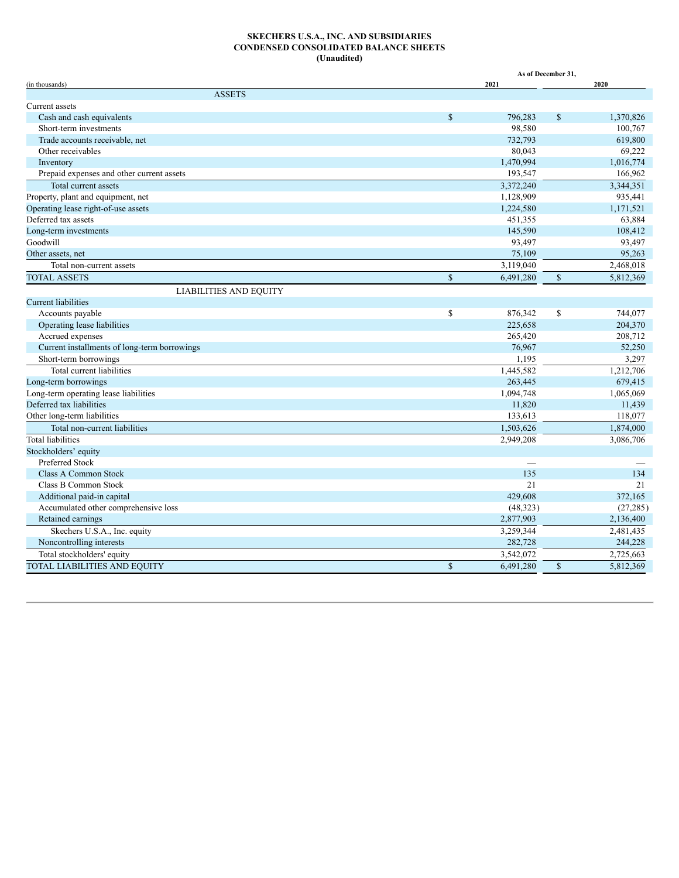**SKECHERS U.S.A., INC. AND SUBSIDIARIES**
**CONDENSED CONSOLIDATED BALANCE SHEETS**
**(Unaudited)**

| (in thousands) | As of December 31, 2021 | 2020 |
|---|---|---|
| **ASSETS** | | |
| Current assets | | |
| Cash and cash equivalents | $ 796,283 | $ 1,370,826 |
| Short-term investments | 98,580 | 100,767 |
| Trade accounts receivable, net | 732,793 | 619,800 |
| Other receivables | 80,043 | 69,222 |
| Inventory | 1,470,994 | 1,016,774 |
| Prepaid expenses and other current assets | 193,547 | 166,962 |
| Total current assets | 3,372,240 | 3,344,351 |
| Property, plant and equipment, net | 1,128,909 | 935,441 |
| Operating lease right-of-use assets | 1,224,580 | 1,171,521 |
| Deferred tax assets | 451,355 | 63,884 |
| Long-term investments | 145,590 | 108,412 |
| Goodwill | 93,497 | 93,497 |
| Other assets, net | 75,109 | 95,263 |
| Total non-current assets | 3,119,040 | 2,468,018 |
| TOTAL ASSETS | $ 6,491,280 | $ 5,812,369 |
| **LIABILITIES AND EQUITY** | | |
| Current liabilities | | |
| Accounts payable | $ 876,342 | $ 744,077 |
| Operating lease liabilities | 225,658 | 204,370 |
| Accrued expenses | 265,420 | 208,712 |
| Current installments of long-term borrowings | 76,967 | 52,250 |
| Short-term borrowings | 1,195 | 3,297 |
| Total current liabilities | 1,445,582 | 1,212,706 |
| Long-term borrowings | 263,445 | 679,415 |
| Long-term operating lease liabilities | 1,094,748 | 1,065,069 |
| Deferred tax liabilities | 11,820 | 11,439 |
| Other long-term liabilities | 133,613 | 118,077 |
| Total non-current liabilities | 1,503,626 | 1,874,000 |
| Total liabilities | 2,949,208 | 3,086,706 |
| Stockholders' equity | | |
| Preferred Stock | — | — |
| Class A Common Stock | 135 | 134 |
| Class B Common Stock | 21 | 21 |
| Additional paid-in capital | 429,608 | 372,165 |
| Accumulated other comprehensive loss | (48,323) | (27,285) |
| Retained earnings | 2,877,903 | 2,136,400 |
| Skechers U.S.A., Inc. equity | 3,259,344 | 2,481,435 |
| Noncontrolling interests | 282,728 | 244,228 |
| Total stockholders' equity | 3,542,072 | 2,725,663 |
| TOTAL LIABILITIES AND EQUITY | $ 6,491,280 | $ 5,812,369 |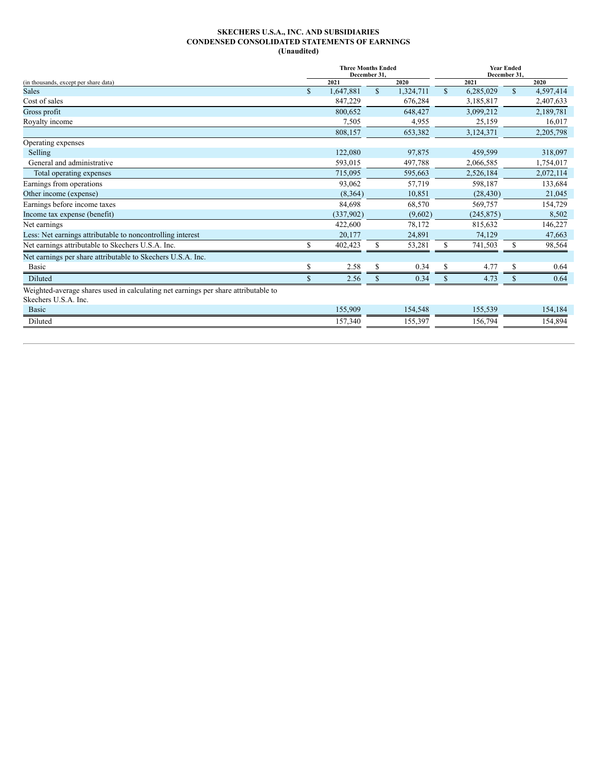**SKECHERS U.S.A., INC. AND SUBSIDIARIES**
**CONDENSED CONSOLIDATED STATEMENTS OF EARNINGS**
**(Unaudited)**

| (in thousands, except per share data) | Three Months Ended December 31, 2021 | Three Months Ended December 31, 2020 | Year Ended December 31, 2021 | Year Ended December 31, 2020 |
|---|---|---|---|---|
| Sales | $ 1,647,881 | $ 1,324,711 | $ 6,285,029 | $ 4,597,414 |
| Cost of sales | 847,229 | 676,284 | 3,185,817 | 2,407,633 |
| Gross profit | 800,652 | 648,427 | 3,099,212 | 2,189,781 |
| Royalty income | 7,505 | 4,955 | 25,159 | 16,017 |
| | 808,157 | 653,382 | 3,124,371 | 2,205,798 |
| Operating expenses | | | | |
| Selling | 122,080 | 97,875 | 459,599 | 318,097 |
| General and administrative | 593,015 | 497,788 | 2,066,585 | 1,754,017 |
| Total operating expenses | 715,095 | 595,663 | 2,526,184 | 2,072,114 |
| Earnings from operations | 93,062 | 57,719 | 598,187 | 133,684 |
| Other income (expense) | (8,364) | 10,851 | (28,430) | 21,045 |
| Earnings before income taxes | 84,698 | 68,570 | 569,757 | 154,729 |
| Income tax expense (benefit) | (337,902) | (9,602) | (245,875) | 8,502 |
| Net earnings | 422,600 | 78,172 | 815,632 | 146,227 |
| Less: Net earnings attributable to noncontrolling interest | 20,177 | 24,891 | 74,129 | 47,663 |
| Net earnings attributable to Skechers U.S.A. Inc. | $ 402,423 | $ 53,281 | $ 741,503 | $ 98,564 |
| Net earnings per share attributable to Skechers U.S.A. Inc. | | | | |
| Basic | $ 2.58 | $ 0.34 | $ 4.77 | $ 0.64 |
| Diluted | $ 2.56 | $ 0.34 | $ 4.73 | $ 0.64 |
| Weighted-average shares used in calculating net earnings per share attributable to Skechers U.S.A. Inc. | | | | |
| Basic | 155,909 | 154,548 | 155,539 | 154,184 |
| Diluted | 157,340 | 155,397 | 156,794 | 154,894 |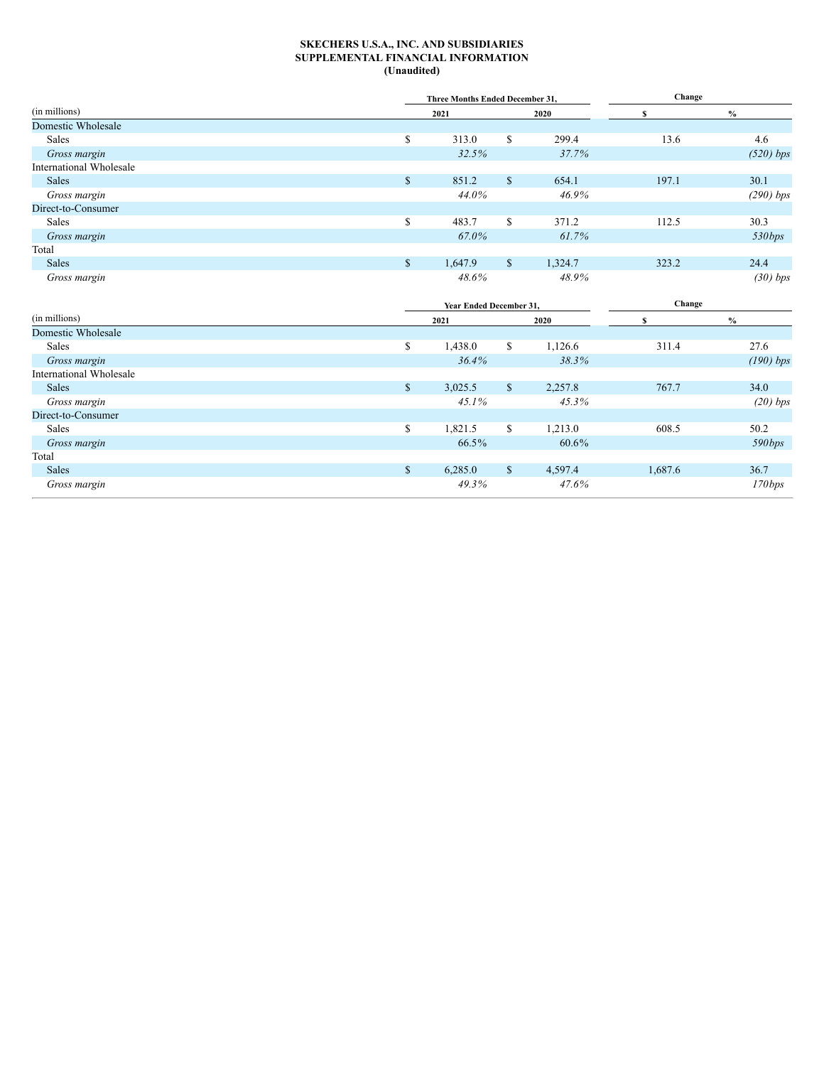**SKECHERS U.S.A., INC. AND SUBSIDIARIES**
**SUPPLEMENTAL FINANCIAL INFORMATION**
**(Unaudited)**

| (in millions) | Three Months Ended December 31, 2021 | Three Months Ended December 31, 2020 | Change $ | Change % |
|---|---|---|---|---|
| Domestic Wholesale | | | | |
| Sales | $ 313.0 | $ 299.4 | 13.6 | 4.6 |
| *Gross margin* | *32.5%* | *37.7%* | | *(520) bps* |
| International Wholesale | | | | |
| Sales | $ 851.2 | $ 654.1 | 197.1 | 30.1 |
| *Gross margin* | *44.0%* | *46.9%* | | *(290) bps* |
| Direct-to-Consumer | | | | |
| Sales | $ 483.7 | $ 371.2 | 112.5 | 30.3 |
| *Gross margin* | *67.0%* | *61.7%* | | *530bps* |
| Total | | | | |
| Sales | $ 1,647.9 | $ 1,324.7 | 323.2 | 24.4 |
| *Gross margin* | *48.6%* | *48.9%* | | *(30) bps* |

| (in millions) | Year Ended December 31, 2021 | Year Ended December 31, 2020 | Change $ | Change % |
|---|---|---|---|---|
| Domestic Wholesale | | | | |
| Sales | $ 1,438.0 | $ 1,126.6 | 311.4 | 27.6 |
| *Gross margin* | *36.4%* | *38.3%* | | *(190) bps* |
| International Wholesale | | | | |
| Sales | $ 3,025.5 | $ 2,257.8 | 767.7 | 34.0 |
| *Gross margin* | *45.1%* | *45.3%* | | *(20) bps* |
| Direct-to-Consumer | | | | |
| Sales | $ 1,821.5 | $ 1,213.0 | 608.5 | 50.2 |
| *Gross margin* | 66.5% | 60.6% | | *590bps* |
| Total | | | | |
| Sales | $ 6,285.0 | $ 4,597.4 | 1,687.6 | 36.7 |
| *Gross margin* | *49.3%* | *47.6%* | | *170bps* |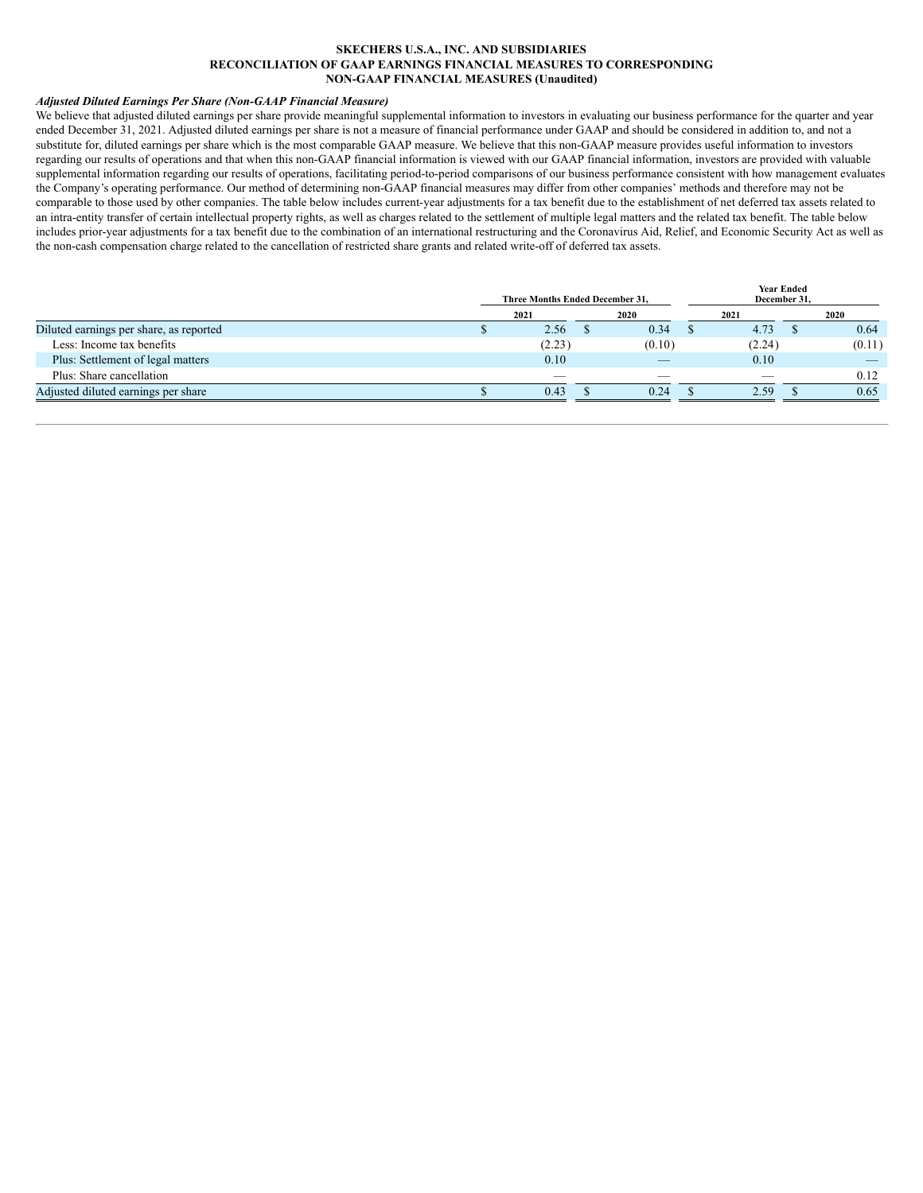**SKECHERS U.S.A., INC. AND SUBSIDIARIES**
**RECONCILIATION OF GAAP EARNINGS FINANCIAL MEASURES TO CORRESPONDING NON-GAAP FINANCIAL MEASURES (Unaudited)**

***Adjusted Diluted Earnings Per Share (Non-GAAP Financial Measure)***

We believe that adjusted diluted earnings per share provide meaningful supplemental information to investors in evaluating our business performance for the quarter and year ended December 31, 2021. Adjusted diluted earnings per share is not a measure of financial performance under GAAP and should be considered in addition to, and not a substitute for, diluted earnings per share which is the most comparable GAAP measure. We believe that this non-GAAP measure provides useful information to investors regarding our results of operations and that when this non-GAAP financial information is viewed with our GAAP financial information, investors are provided with valuable supplemental information regarding our results of operations, facilitating period-to-period comparisons of our business performance consistent with how management evaluates the Company's operating performance. Our method of determining non-GAAP financial measures may differ from other companies' methods and therefore may not be comparable to those used by other companies. The table below includes current-year adjustments for a tax benefit due to the establishment of net deferred tax assets related to an intra-entity transfer of certain intellectual property rights, as well as charges related to the settlement of multiple legal matters and the related tax benefit. The table below includes prior-year adjustments for a tax benefit due to the combination of an international restructuring and the Coronavirus Aid, Relief, and Economic Security Act as well as the non-cash compensation charge related to the cancellation of restricted share grants and related write-off of deferred tax assets.

| | Three Months Ended December 31, | | Year Ended December 31, | |
|---|---|---|---|---|
| | 2021 | 2020 | 2021 | 2020 |
| Diluted earnings per share, as reported | $ 2.56 | $ 0.34 | $ 4.73 | $ 0.64 |
| Less: Income tax benefits | (2.23) | (0.10) | (2.24) | (0.11) |
| Plus: Settlement of legal matters | 0.10 | — | 0.10 | — |
| Plus: Share cancellation | — | — | — | 0.12 |
| Adjusted diluted earnings per share | $ 0.43 | $ 0.24 | $ 2.59 | $ 0.65 |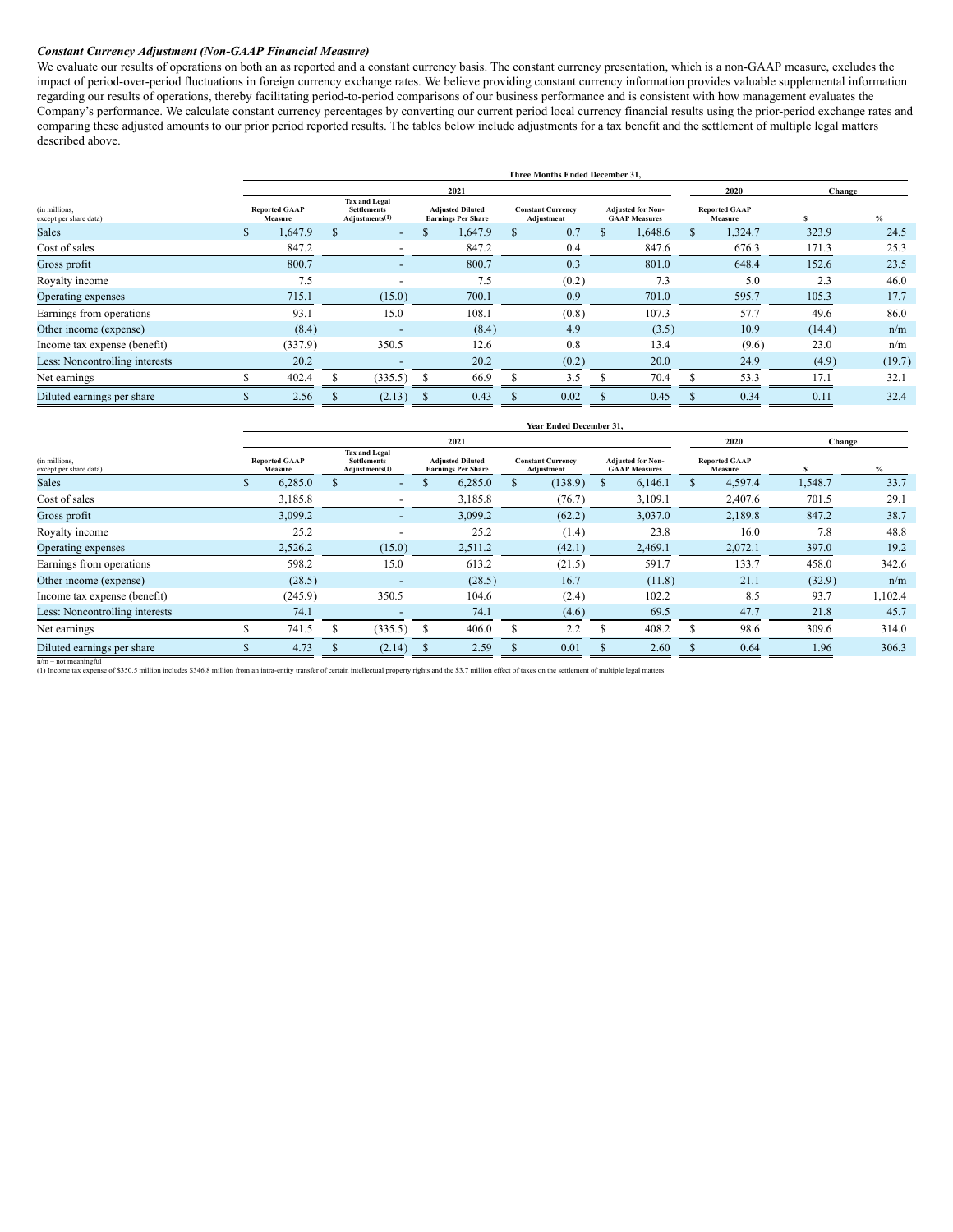### *Constant Currency Adjustment (Non-GAAP Financial Measure)*

We evaluate our results of operations on both an as reported and a constant currency basis. The constant currency presentation, which is a non-GAAP measure, excludes the impact of period-over-period fluctuations in foreign currency exchange rates. We believe providing constant currency information provides valuable supplemental information regarding our results of operations, thereby facilitating period-to-period comparisons of our business performance and is consistent with how management evaluates the Company's performance. We calculate constant currency percentages by converting our current period local currency financial results using the prior-period exchange rates and comparing these adjusted amounts to our prior period reported results. The tables below include adjustments for a tax benefit and the settlement of multiple legal matters described above.

| | Three Months Ended December 31, | | | | | | | |
|---|---|---|---|---|---|---|---|---|
| | 2021 | | | | | 2020 | Change | |
| (in millions, except per share data) | Reported GAAP Measure | Tax and Legal Settlements Adjustments(1) | Adjusted Diluted Earnings Per Share | Constant Currency Adjustment | Adjusted for Non-GAAP Measures | Reported GAAP Measure | $ | % |
| Sales | $ 1,647.9 | $ - | $ 1,647.9 | $ 0.7 | $ 1,648.6 | $ 1,324.7 | 323.9 | 24.5 |
| Cost of sales | 847.2 | - | 847.2 | 0.4 | 847.6 | 676.3 | 171.3 | 25.3 |
| Gross profit | 800.7 | - | 800.7 | 0.3 | 801.0 | 648.4 | 152.6 | 23.5 |
| Royalty income | 7.5 | - | 7.5 | (0.2) | 7.3 | 5.0 | 2.3 | 46.0 |
| Operating expenses | 715.1 | (15.0) | 700.1 | 0.9 | 701.0 | 595.7 | 105.3 | 17.7 |
| Earnings from operations | 93.1 | 15.0 | 108.1 | (0.8) | 107.3 | 57.7 | 49.6 | 86.0 |
| Other income (expense) | (8.4) | - | (8.4) | 4.9 | (3.5) | 10.9 | (14.4) | n/m |
| Income tax expense (benefit) | (337.9) | 350.5 | 12.6 | 0.8 | 13.4 | (9.6) | 23.0 | n/m |
| Less: Noncontrolling interests | 20.2 | - | 20.2 | (0.2) | 20.0 | 24.9 | (4.9) | (19.7) |
| Net earnings | $ 402.4 | $ (335.5) | $ 66.9 | $ 3.5 | $ 70.4 | $ 53.3 | 17.1 | 32.1 |
| Diluted earnings per share | $ 2.56 | $ (2.13) | $ 0.43 | $ 0.02 | $ 0.45 | $ 0.34 | 0.11 | 32.4 |

| | Year Ended December 31, | | | | | | | |
|---|---|---|---|---|---|---|---|---|
| | 2021 | | | | | 2020 | Change | |
| (in millions, except per share data) | Reported GAAP Measure | Tax and Legal Settlements Adjustments(1) | Adjusted Diluted Earnings Per Share | Constant Currency Adjustment | Adjusted for Non-GAAP Measures | Reported GAAP Measure | $ | % |
| Sales | $ 6,285.0 | $ - | $ 6,285.0 | $ (138.9) | $ 6,146.1 | $ 4,597.4 | 1,548.7 | 33.7 |
| Cost of sales | 3,185.8 | - | 3,185.8 | (76.7) | 3,109.1 | 2,407.6 | 701.5 | 29.1 |
| Gross profit | 3,099.2 | - | 3,099.2 | (62.2) | 3,037.0 | 2,189.8 | 847.2 | 38.7 |
| Royalty income | 25.2 | - | 25.2 | (1.4) | 23.8 | 16.0 | 7.8 | 48.8 |
| Operating expenses | 2,526.2 | (15.0) | 2,511.2 | (42.1) | 2,469.1 | 2,072.1 | 397.0 | 19.2 |
| Earnings from operations | 598.2 | 15.0 | 613.2 | (21.5) | 591.7 | 133.7 | 458.0 | 342.6 |
| Other income (expense) | (28.5) | - | (28.5) | 16.7 | (11.8) | 21.1 | (32.9) | n/m |
| Income tax expense (benefit) | (245.9) | 350.5 | 104.6 | (2.4) | 102.2 | 8.5 | 93.7 | 1,102.4 |
| Less: Noncontrolling interests | 74.1 | - | 74.1 | (4.6) | 69.5 | 47.7 | 21.8 | 45.7 |
| Net earnings | $ 741.5 | $ (335.5) | $ 406.0 | $ 2.2 | $ 408.2 | $ 98.6 | 309.6 | 314.0 |
| Diluted earnings per share | $ 4.73 | $ (2.14) | $ 2.59 | $ 0.01 | $ 2.60 | $ 0.64 | 1.96 | 306.3 |

n/m – not meaningful

(1) Income tax expense of $350.5 million includes $346.8 million from an intra-entity transfer of certain intellectual property rights and the $3.7 million effect of taxes on the settlement of multiple legal matters.